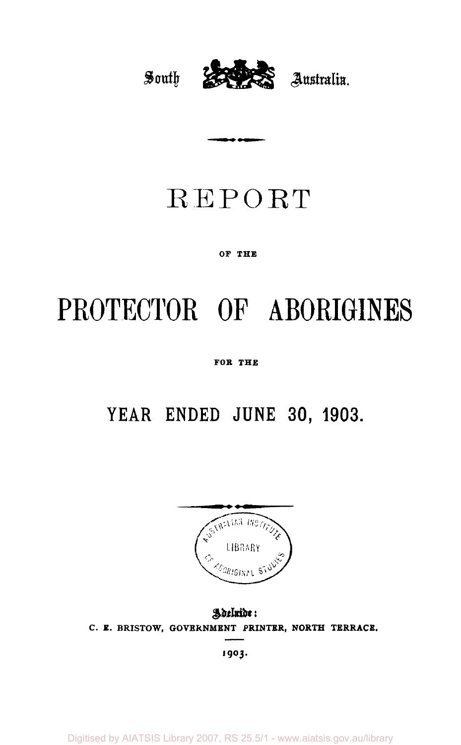South Australia.

# REPORT

OF THE

# PROTECTOR OF ABORIGINES

FOR THE

## YEAR ENDED JUNE 30, 1903.

Adelaide:
C. E. BRISTOW, GOVERNMENT PRINTER, NORTH TERRACE.

1903.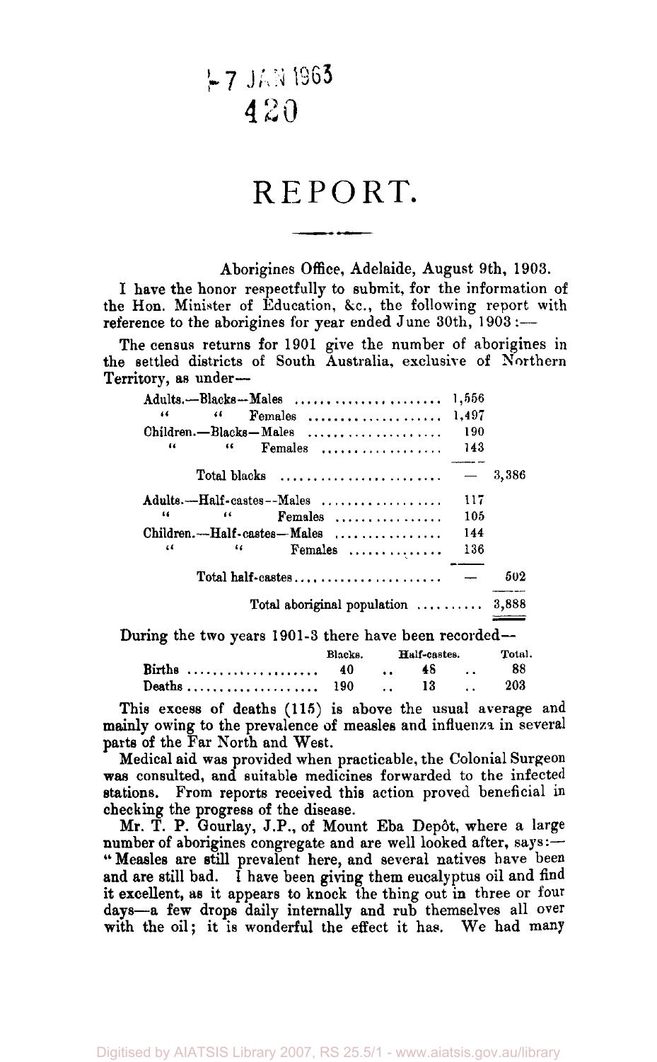‑7 JAN 1963
420

# REPORT.

Aborigines Office, Adelaide, August 9th, 1903.

I have the honor respectfully to submit, for the information of the Hon. Minister of Education, &c., the following report with reference to the aborigines for year ended June 30th, 1903:—

The census returns for 1901 give the number of aborigines in the settled districts of South Australia, exclusive of Northern Territory, as under—

| | | |
|---|---|---|
| Adults.—Blacks—Males | 1,556 | |
| " " Females | 1,497 | |
| Children.—Blacks—Males | 190 | |
| " " Females | 143 | |
| Total blacks | — | 3,386 |
| Adults.—Half-castes—Males | 117 | |
| " " Females | 105 | |
| Children.—Half-castes—Males | 144 | |
| " " Females | 136 | |
| Total half-castes | — | 502 |
| Total aboriginal population | | 3,888 |

During the two years 1901-3 there have been recorded—

| | Blacks. | Half-castes. | Total. |
|---|---|---|---|
| Births | 40 | 48 | 88 |
| Deaths | 190 | 13 | 203 |

This excess of deaths (115) is above the usual average and mainly owing to the prevalence of measles and influenza in several parts of the Far North and West.

Medical aid was provided when practicable, the Colonial Surgeon was consulted, and suitable medicines forwarded to the infected stations. From reports received this action proved beneficial in checking the progress of the disease.

Mr. T. P. Gourlay, J.P., of Mount Eba Depôt, where a large number of aborigines congregate and are well looked after, says:—"Measles are still prevalent here, and several natives have been and are still bad. I have been giving them eucalyptus oil and find it excellent, as it appears to knock the thing out in three or four days—a few drops daily internally and rub themselves all over with the oil; it is wonderful the effect it has. We had many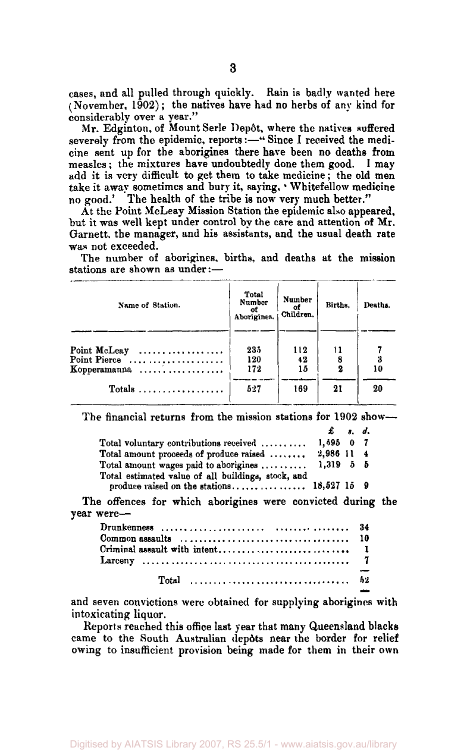cases, and all pulled through quickly. Rain is badly wanted here (November, 1902); the natives have had no herbs of any kind for considerably over a year."

Mr. Edginton, of Mount Serle Depôt, where the natives suffered severely from the epidemic, reports:—"Since I received the medicine sent up for the aborigines there have been no deaths from measles; the mixtures have undoubtedly done them good. I may add it is very difficult to get them to take medicine; the old men take it away sometimes and bury it, saying, 'Whitefellow medicine no good.' The health of the tribe is now very much better."

At the Point McLeay Mission Station the epidemic also appeared, but it was well kept under control by the care and attention of Mr. Garnett, the manager, and his assistants, and the usual death rate was not exceeded.

The number of aborigines, births, and deaths at the mission stations are shown as under:—

| Name of Station. | Total Number of Aborigines. | Number of Children. | Births. | Deaths. |
|---|---|---|---|---|
| Point McLeay | 235 | 112 | 11 | 7 |
| Point Pierce | 120 | 42 | 8 | 3 |
| Kopperamanna | 172 | 15 | 2 | 10 |
| Totals | 527 | 169 | 21 | 20 |

The financial returns from the mission stations for 1902 show—

| | £ | s. | d. |
|---|---|---|---|
| Total voluntary contributions received | 1,695 | 0 | 7 |
| Total amount proceeds of produce raised | 2,986 | 11 | 4 |
| Total amount wages paid to aborigines | 1,319 | 5 | 5 |
| Total estimated value of all buildings, stock, and produce raised on the stations | 18,527 | 15 | 9 |

The offences for which aborigines were convicted during the year were—

| | |
|---|---|
| Drunkenness | 34 |
| Common assaults | 10 |
| Criminal assault with intent | 1 |
| Larceny | 7 |
| Total | 52 |

and seven convictions were obtained for supplying aborigines with intoxicating liquor.

Reports reached this office last year that many Queensland blacks came to the South Australian depôts near the border for relief owing to insufficient provision being made for them in their own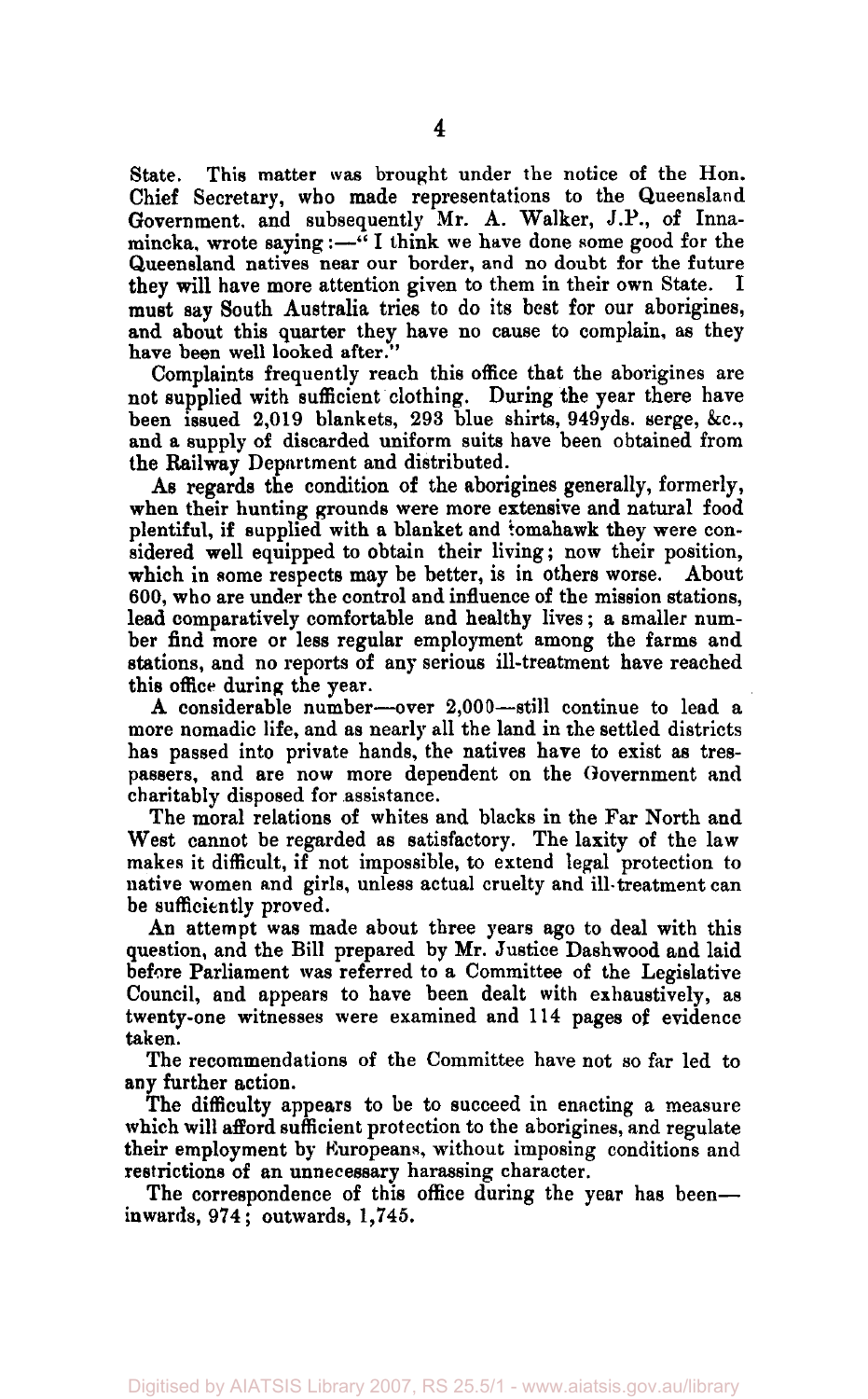State. This matter was brought under the notice of the Hon. Chief Secretary, who made representations to the Queensland Government, and subsequently Mr. A. Walker, J.P., of Innamincka, wrote saying:—"I think we have done some good for the Queensland natives near our border, and no doubt for the future they will have more attention given to them in their own State. I must say South Australia tries to do its best for our aborigines, and about this quarter they have no cause to complain, as they have been well looked after."

Complaints frequently reach this office that the aborigines are not supplied with sufficient clothing. During the year there have been issued 2,019 blankets, 293 blue shirts, 949yds. serge, &c., and a supply of discarded uniform suits have been obtained from the Railway Department and distributed.

As regards the condition of the aborigines generally, formerly, when their hunting grounds were more extensive and natural food plentiful, if supplied with a blanket and tomahawk they were considered well equipped to obtain their living; now their position, which in some respects may be better, is in others worse. About 600, who are under the control and influence of the mission stations, lead comparatively comfortable and healthy lives; a smaller number find more or less regular employment among the farms and stations, and no reports of any serious ill-treatment have reached this office during the year.

A considerable number—over 2,000—still continue to lead a more nomadic life, and as nearly all the land in the settled districts has passed into private hands, the natives have to exist as trespassers, and are now more dependent on the Government and charitably disposed for assistance.

The moral relations of whites and blacks in the Far North and West cannot be regarded as satisfactory. The laxity of the law makes it difficult, if not impossible, to extend legal protection to native women and girls, unless actual cruelty and ill-treatment can be sufficiently proved.

An attempt was made about three years ago to deal with this question, and the Bill prepared by Mr. Justice Dashwood and laid before Parliament was referred to a Committee of the Legislative Council, and appears to have been dealt with exhaustively, as twenty-one witnesses were examined and 114 pages of evidence taken.

The recommendations of the Committee have not so far led to any further action.

The difficulty appears to be to succeed in enacting a measure which will afford sufficient protection to the aborigines, and regulate their employment by Europeans, without imposing conditions and restrictions of an unnecessary harassing character.

The correspondence of this office during the year has been—inwards, 974; outwards, 1,745.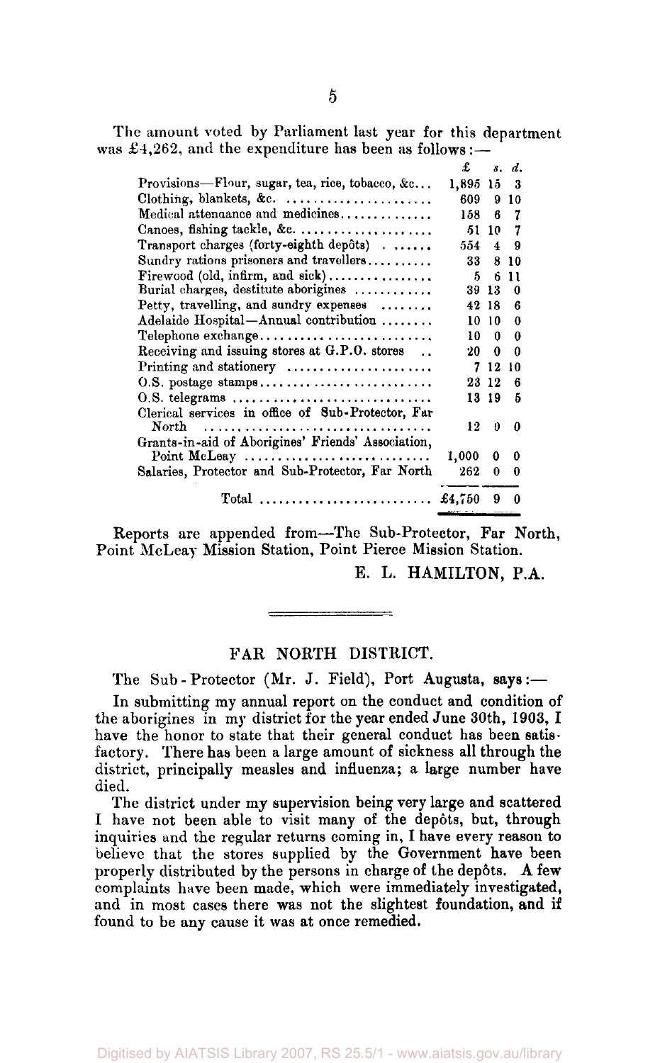The amount voted by Parliament last year for this department was £4,262, and the expenditure has been as follows:—

| | £ | s. | d. |
|---|---|---|---|
| Provisions—Flour, sugar, tea, rice, tobacco, &c. | 1,895 | 15 | 3 |
| Clothing, blankets, &c. | 609 | 9 | 10 |
| Medical attendance and medicines | 158 | 6 | 7 |
| Canoes, fishing tackle, &c. | 51 | 10 | 7 |
| Transport charges (forty-eighth depôts) | 554 | 4 | 9 |
| Sundry rations prisoners and travellers | 33 | 8 | 10 |
| Firewood (old, infirm, and sick) | 5 | 6 | 11 |
| Burial charges, destitute aborigines | 39 | 13 | 0 |
| Petty, travelling, and sundry expenses | 42 | 18 | 6 |
| Adelaide Hospital—Annual contribution | 10 | 10 | 0 |
| Telephone exchange | 10 | 0 | 0 |
| Receiving and issuing stores at G.P.O. stores | 20 | 0 | 0 |
| Printing and stationery | 7 | 12 | 10 |
| O.S. postage stamps | 23 | 12 | 6 |
| O.S. telegrams | 13 | 19 | 5 |
| Clerical services in office of Sub-Protector, Far North | 12 | 0 | 0 |
| Grants-in-aid of Aborigines' Friends' Association, Point McLeay | 1,000 | 0 | 0 |
| Salaries, Protector and Sub-Protector, Far North | 262 | 0 | 0 |
| Total | £4,750 | 9 | 0 |

Reports are appended from—The Sub-Protector, Far North, Point McLeay Mission Station, Point Pierce Mission Station.

E. L. HAMILTON, P.A.

## FAR NORTH DISTRICT.

The Sub-Protector (Mr. J. Field), Port Augusta, says:—

In submitting my annual report on the conduct and condition of the aborigines in my district for the year ended June 30th, 1903, I have the honor to state that their general conduct has been satisfactory. There has been a large amount of sickness all through the district, principally measles and influenza; a large number have died.

The district under my supervision being very large and scattered I have not been able to visit many of the depôts, but, through inquiries and the regular returns coming in, I have every reason to believe that the stores supplied by the Government have been properly distributed by the persons in charge of the depôts. A few complaints have been made, which were immediately investigated, and in most cases there was not the slightest foundation, and if found to be any cause it was at once remedied.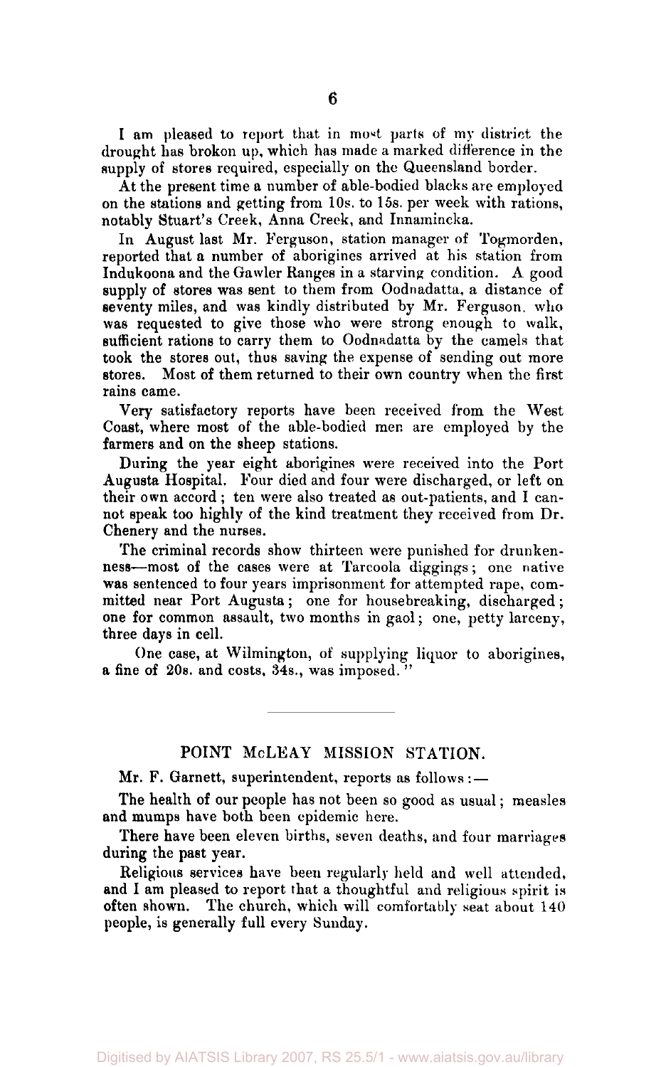I am pleased to report that in most parts of my district the drought has brokon up, which has made a marked difference in the supply of stores required, especially on the Queensland border.

At the present time a number of able-bodied blacks are employed on the stations and getting from 10s. to 15s. per week with rations, notably Stuart's Creek, Anna Creek, and Innamincka.

In August last Mr. Ferguson, station manager of Togmorden, reported that a number of aborigines arrived at his station from Indukoona and the Gawler Ranges in a starving condition. A good supply of stores was sent to them from Oodnadatta, a distance of seventy miles, and was kindly distributed by Mr. Ferguson, who was requested to give those who were strong enough to walk, sufficient rations to carry them to Oodnadatta by the camels that took the stores out, thus saving the expense of sending out more stores. Most of them returned to their own country when the first rains came.

Very satisfactory reports have been received from the West Coast, where most of the able-bodied men are employed by the farmers and on the sheep stations.

During the year eight aborigines were received into the Port Augusta Hospital. Four died and four were discharged, or left on their own accord; ten were also treated as out-patients, and I cannot speak too highly of the kind treatment they received from Dr. Chenery and the nurses.

The criminal records show thirteen were punished for drunkenness—most of the cases were at Tarcoola diggings; one native was sentenced to four years imprisonment for attempted rape, committed near Port Augusta; one for housebreaking, discharged; one for common assault, two months in gaol; one, petty larceny, three days in cell.

One case, at Wilmington, of supplying liquor to aborigines, a fine of 20s. and costs, 34s., was imposed."

---

## POINT McLEAY MISSION STATION.

Mr. F. Garnett, superintendent, reports as follows:—

The health of our people has not been so good as usual; measles and mumps have both been epidemic here.

There have been eleven births, seven deaths, and four marriages during the past year.

Religious services have been regularly held and well attended, and I am pleased to report that a thoughtful and religious spirit is often shown. The church, which will comfortably seat about 140 people, is generally full every Sunday.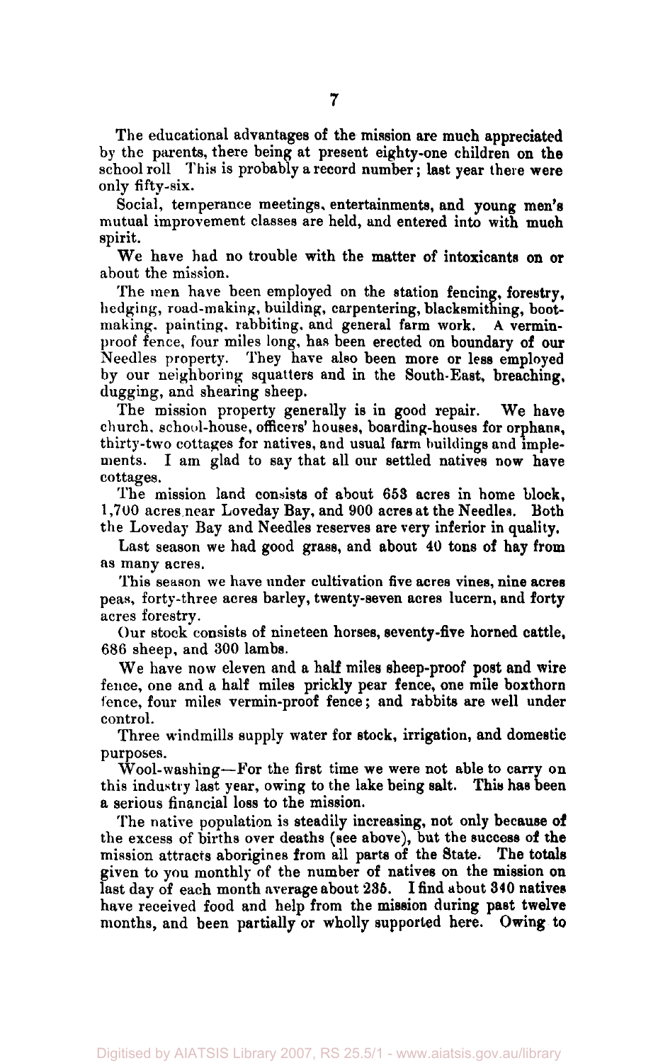The educational advantages of the mission are much appreciated by the parents, there being at present eighty-one children on the school roll This is probably a record number; last year there were only fifty-six.

Social, temperance meetings, entertainments, and young men's mutual improvement classes are held, and entered into with much spirit.

We have had no trouble with the matter of intoxicants on or about the mission.

The men have been employed on the station fencing, forestry, hedging, road-making, building, carpentering, blacksmithing, boot-making, painting, rabbiting, and general farm work. A vermin-proof fence, four miles long, has been erected on boundary of our Needles property. They have also been more or less employed by our neighboring squatters and in the South-East, breaching, dugging, and shearing sheep.

The mission property generally is in good repair. We have church, school-house, officers' houses, boarding-houses for orphans, thirty-two cottages for natives, and usual farm buildings and implements. I am glad to say that all our settled natives now have cottages.

The mission land consists of about 653 acres in home block, 1,700 acres near Loveday Bay, and 900 acres at the Needles. Both the Loveday Bay and Needles reserves are very inferior in quality.

Last season we had good grass, and about 40 tons of hay from as many acres.

This season we have under cultivation five acres vines, nine acres peas, forty-three acres barley, twenty-seven acres lucern, and forty acres forestry.

Our stock consists of nineteen horses, seventy-five horned cattle, 686 sheep, and 300 lambs.

We have now eleven and a half miles sheep-proof post and wire fence, one and a half miles prickly pear fence, one mile boxthorn fence, four miles vermin-proof fence; and rabbits are well under control.

Three windmills supply water for stock, irrigation, and domestic purposes.

Wool-washing—For the first time we were not able to carry on this industry last year, owing to the lake being salt. This has been a serious financial loss to the mission.

The native population is steadily increasing, not only because of the excess of births over deaths (see above), but the success of the mission attracts aborigines from all parts of the State. The totals given to you monthly of the number of natives on the mission on last day of each month average about 235. I find about 340 natives have received food and help from the mission during past twelve months, and been partially or wholly supported here. Owing to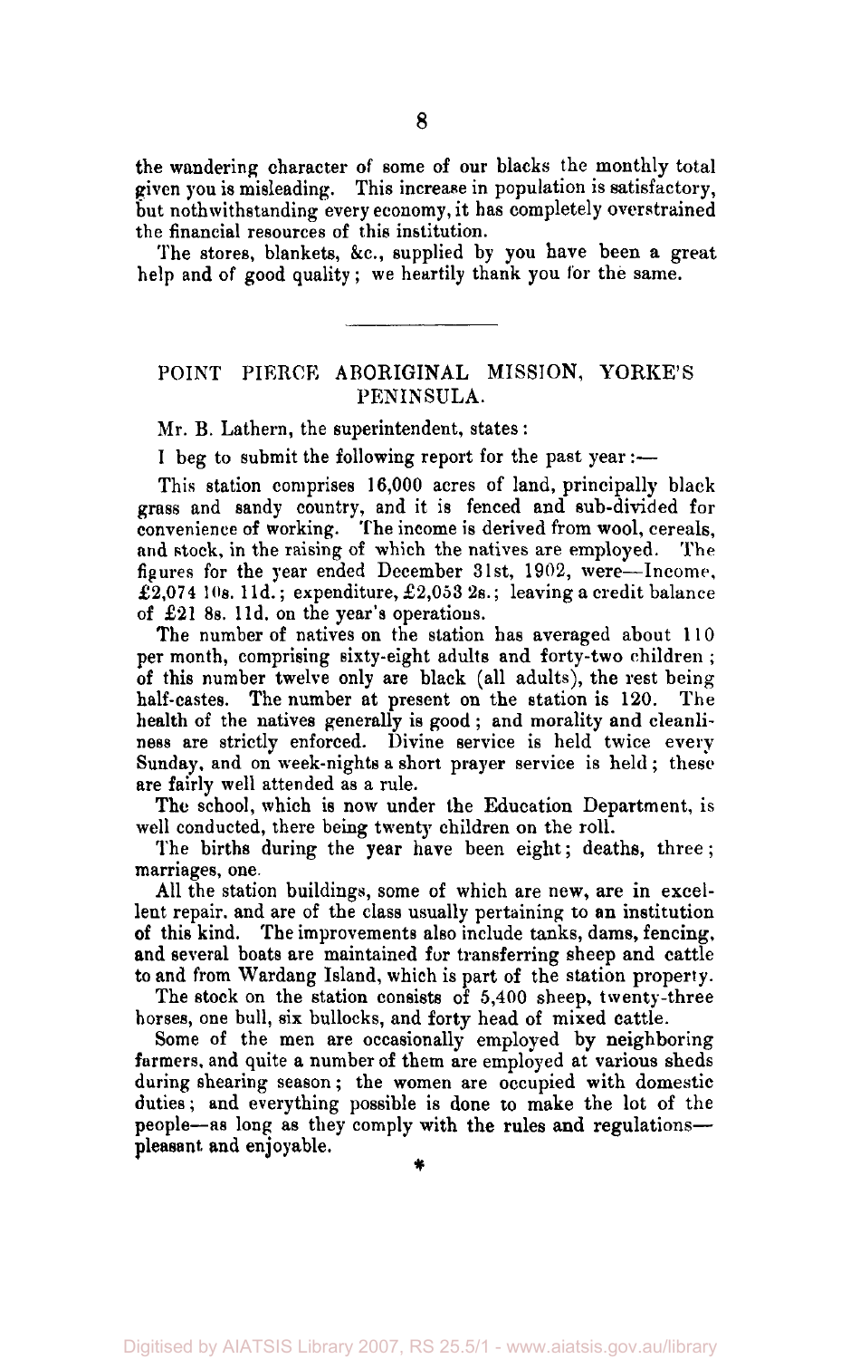the wandering character of some of our blacks the monthly total given you is misleading. This increase in population is satisfactory, but nothwithstanding every economy, it has completely overstrained the financial resources of this institution.

The stores, blankets, &c., supplied by you have been a great help and of good quality; we heartily thank you for the same.

---

## POINT PIERCE ABORIGINAL MISSION, YORKE'S PENINSULA.

Mr. B. Lathern, the superintendent, states:

I beg to submit the following report for the past year:—

This station comprises 16,000 acres of land, principally black grass and sandy country, and it is fenced and sub-divided for convenience of working. The income is derived from wool, cereals, and stock, in the raising of which the natives are employed. The figures for the year ended December 31st, 1902, were—Income, £2,074 10s. 11d.; expenditure, £2,053 2s.; leaving a credit balance of £21 8s. 11d. on the year's operations.

The number of natives on the station has averaged about 110 per month, comprising sixty-eight adults and forty-two children; of this number twelve only are black (all adults), the rest being half-castes. The number at present on the station is 120. The health of the natives generally is good; and morality and cleanliness are strictly enforced. Divine service is held twice every Sunday, and on week-nights a short prayer service is held; these are fairly well attended as a rule.

The school, which is now under the Education Department, is well conducted, there being twenty children on the roll.

The births during the year have been eight; deaths, three; marriages, one.

All the station buildings, some of which are new, are in excellent repair, and are of the class usually pertaining to an institution of this kind. The improvements also include tanks, dams, fencing, and several boats are maintained for transferring sheep and cattle to and from Wardang Island, which is part of the station property.

The stock on the station consists of 5,400 sheep, twenty-three horses, one bull, six bullocks, and forty head of mixed cattle.

Some of the men are occasionally employed by neighboring farmers, and quite a number of them are employed at various sheds during shearing season; the women are occupied with domestic duties; and everything possible is done to make the lot of the people—as long as they comply with the rules and regulations—pleasant and enjoyable.

*